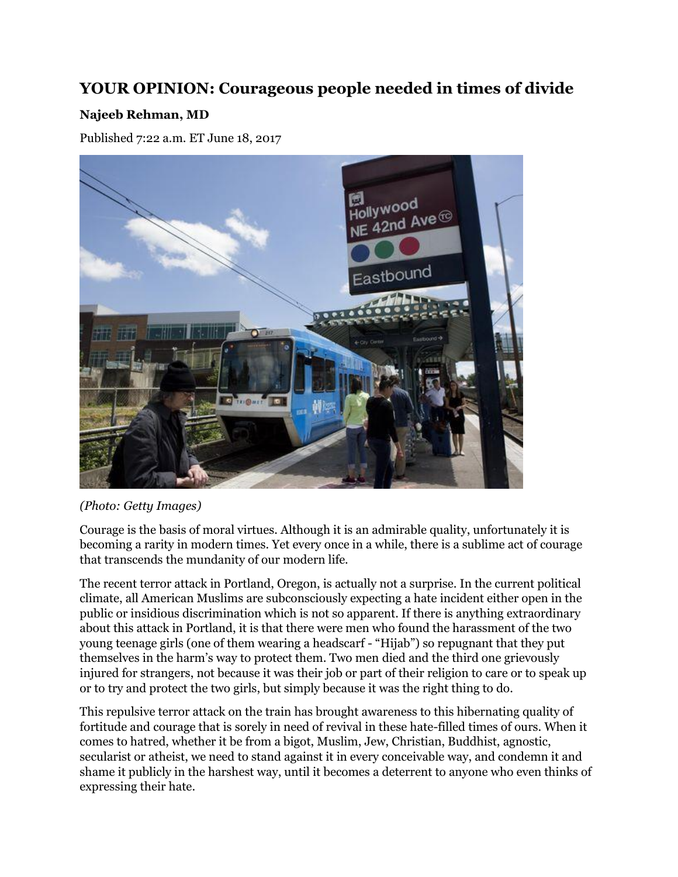# YOUR OPINION: Courageous people needed in times of divide

**Najeeb Rehman, MD**

Published 7:22 a.m. ET June 18, 2017

*(Photo: Getty Images)*

Courage is the basis of moral virtues. Although it is an admirable quality, unfortunately it is becoming a rarity in modern times. Yet every once in a while, there is a sublime act of courage that transcends the mundanity of our modern life.

The recent terror attack in Portland, Oregon, is actually not a surprise. In the current political climate, all American Muslims are subconsciously expecting a hate incident either open in the public or insidious discrimination which is not so apparent. If there is anything extraordinary about this attack in Portland, it is that there were men who found the harassment of the two young teenage girls (one of them wearing a headscarf - "Hijab") so repugnant that they put themselves in the harm's way to protect them. Two men died and the third one grievously injured for strangers, not because it was their job or part of their religion to care or to speak up or to try and protect the two girls, but simply because it was the right thing to do.

This repulsive terror attack on the train has brought awareness to this hibernating quality of fortitude and courage that is sorely in need of revival in these hate-filled times of ours. When it comes to hatred, whether it be from a bigot, Muslim, Jew, Christian, Buddhist, agnostic, secularist or atheist, we need to stand against it in every conceivable way, and condemn it and shame it publicly in the harshest way, until it becomes a deterrent to anyone who even thinks of expressing their hate.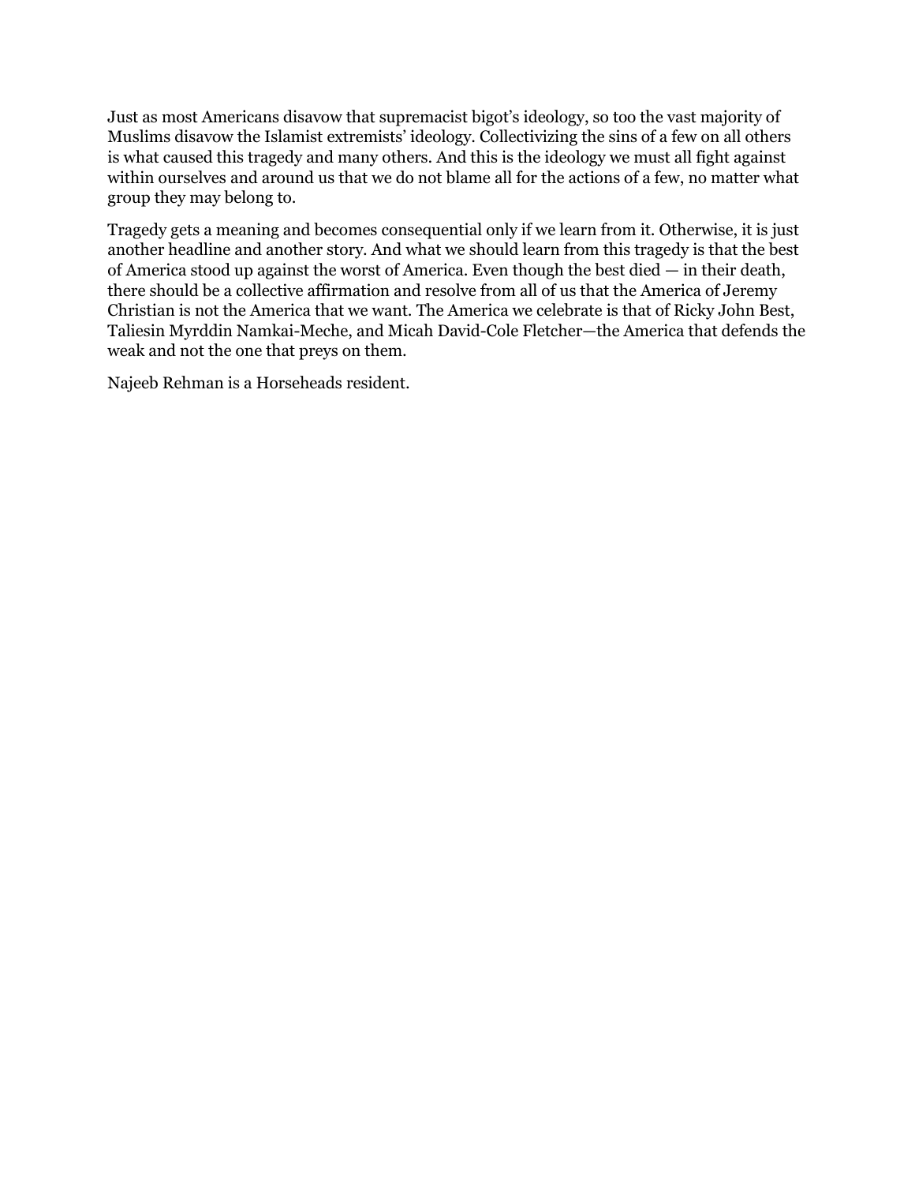Just as most Americans disavow that supremacist bigot's ideology, so too the vast majority of Muslims disavow the Islamist extremists' ideology. Collectivizing the sins of a few on all others is what caused this tragedy and many others. And this is the ideology we must all fight against within ourselves and around us that we do not blame all for the actions of a few, no matter what group they may belong to.

Tragedy gets a meaning and becomes consequential only if we learn from it. Otherwise, it is just another headline and another story. And what we should learn from this tragedy is that the best of America stood up against the worst of America. Even though the best died — in their death, there should be a collective affirmation and resolve from all of us that the America of Jeremy Christian is not the America that we want. The America we celebrate is that of Ricky John Best, Taliesin Myrddin Namkai-Meche, and Micah David-Cole Fletcher—the America that defends the weak and not the one that preys on them.

Najeeb Rehman is a Horseheads resident.